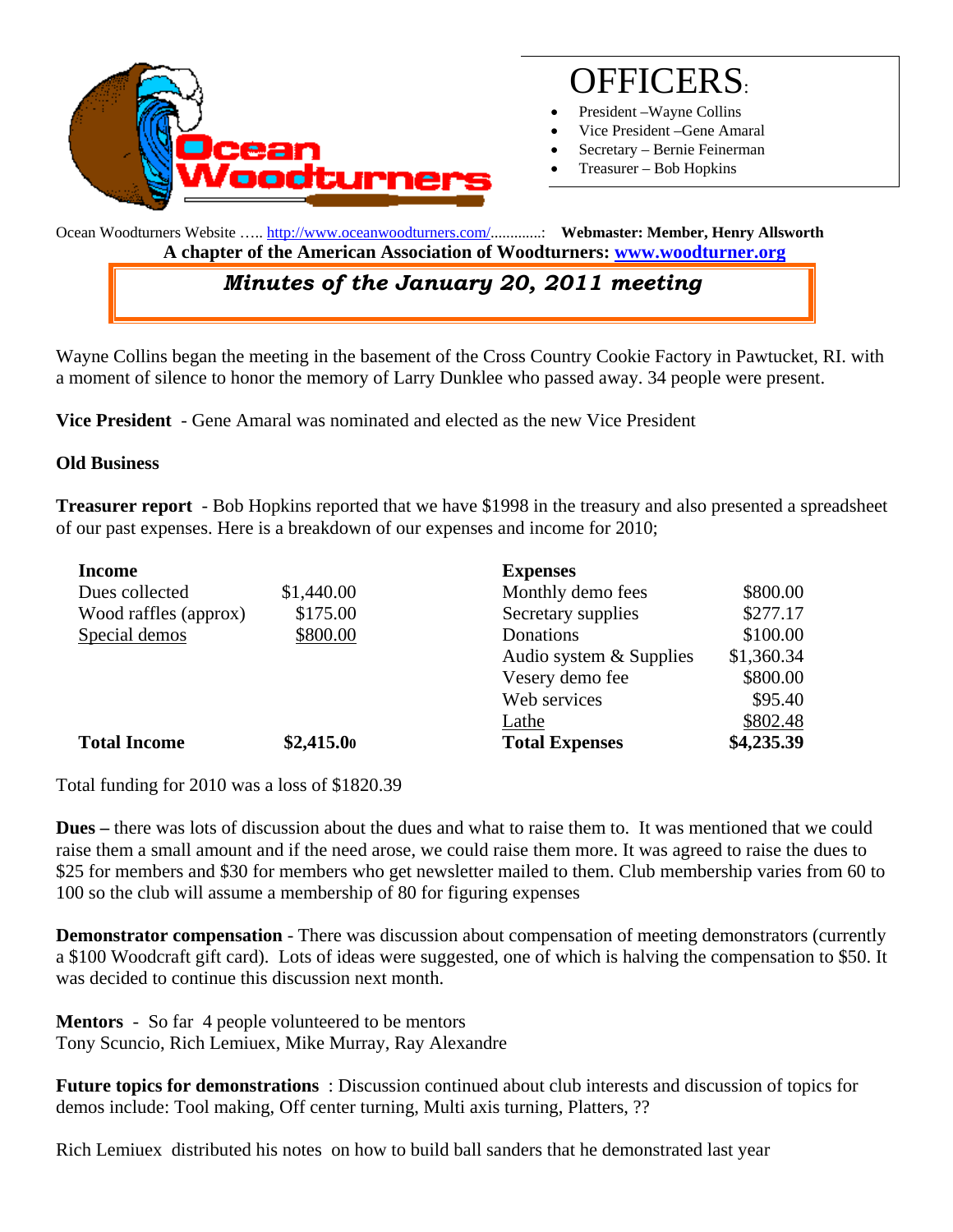# OFFICERS:

- President –Wayne Collins
- Vice President –Gene Amaral
- Secretary – Bernie Feinerman
- Treasurer – Bob Hopkins

Ocean Woodturners Website ….. http://www.oceanwoodturners.com/.............: **Webmaster: Member, Henry Allsworth**

**A chapter of the American Association of Woodturners: www.woodturner.org**

## *Minutes of the January 20, 2011 meeting*

Wayne Collins began the meeting in the basement of the Cross Country Cookie Factory in Pawtucket, RI. with a moment of silence to honor the memory of Larry Dunklee who passed away. 34 people were present.

**Vice President** - Gene Amaral was nominated and elected as the new Vice President

**Old Business**

**Treasurer report** - Bob Hopkins reported that we have $1998 in the treasury and also presented a spreadsheet of our past expenses. Here is a breakdown of our expenses and income for 2010;

| **Income** | | **Expenses** | |
|---|---|---|---|
| Dues collected | $1,440.00 | Monthly demo fees | $800.00 |
| Wood raffles (approx) | $175.00 | Secretary supplies | $277.17 |
| Special demos | $800.00 | Donations | $100.00 |
| | | Audio system & Supplies | $1,360.34 |
| | | Vesery demo fee | $800.00 |
| | | Web services | $95.40 |
| | | Lathe | $802.48 |
| **Total Income** | **$2,415.00** | **Total Expenses** | **$4,235.39** |

Total funding for 2010 was a loss of $1820.39

**Dues –** there was lots of discussion about the dues and what to raise them to. It was mentioned that we could raise them a small amount and if the need arose, we could raise them more. It was agreed to raise the dues to $25 for members and $30 for members who get newsletter mailed to them. Club membership varies from 60 to 100 so the club will assume a membership of 80 for figuring expenses

**Demonstrator compensation** - There was discussion about compensation of meeting demonstrators (currently a $100 Woodcraft gift card). Lots of ideas were suggested, one of which is halving the compensation to $50. It was decided to continue this discussion next month.

**Mentors** - So far 4 people volunteered to be mentors
Tony Scuncio, Rich Lemiuex, Mike Murray, Ray Alexandre

**Future topics for demonstrations** : Discussion continued about club interests and discussion of topics for demos include: Tool making, Off center turning, Multi axis turning, Platters, ??

Rich Lemiuex distributed his notes on how to build ball sanders that he demonstrated last year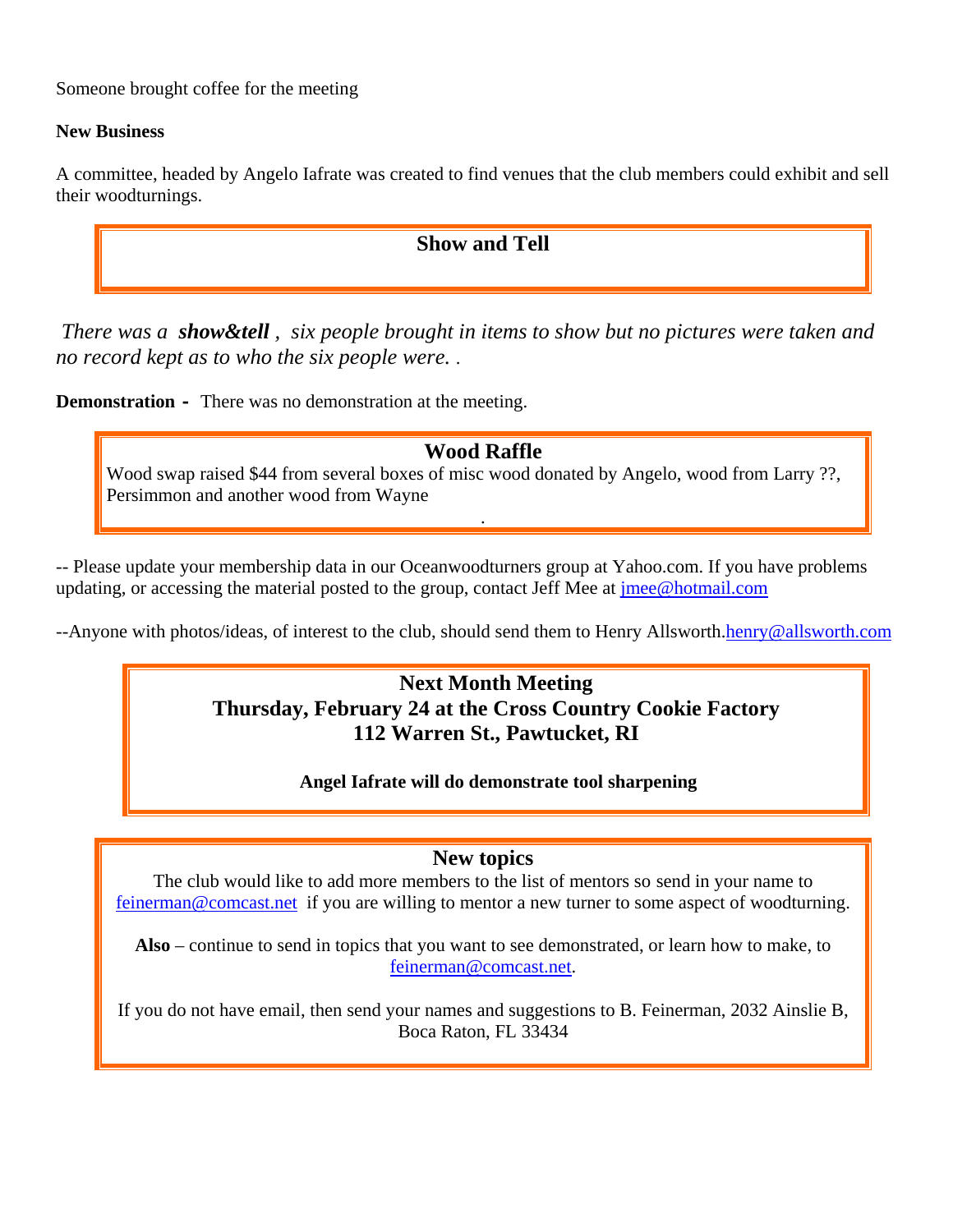Someone brought coffee for the meeting

**New Business**

A committee, headed by Angelo Iafrate was created to find venues that the club members could exhibit and sell their woodturnings.

## Show and Tell

*There was a **show&tell** , six people brought in items to show but no pictures were taken and no record kept as to who the six people were. .*

**Demonstration -** There was no demonstration at the meeting.

## Wood Raffle

Wood swap raised $44 from several boxes of misc wood donated by Angelo, wood from Larry ??, Persimmon and another wood from Wayne

.

-- Please update your membership data in our Oceanwoodturners group at Yahoo.com. If you have problems updating, or accessing the material posted to the group, contact Jeff Mee at jmee@hotmail.com

--Anyone with photos/ideas, of interest to the club, should send them to Henry Allsworth.henry@allsworth.com

## Next Month Meeting
## Thursday, February 24 at the Cross Country Cookie Factory
## 112 Warren St., Pawtucket, RI

**Angel Iafrate will do demonstrate tool sharpening**

## New topics

The club would like to add more members to the list of mentors so send in your name to feinerman@comcast.net if you are willing to mentor a new turner to some aspect of woodturning.

**Also** – continue to send in topics that you want to see demonstrated, or learn how to make, to feinerman@comcast.net.

If you do not have email, then send your names and suggestions to B. Feinerman, 2032 Ainslie B, Boca Raton, FL 33434